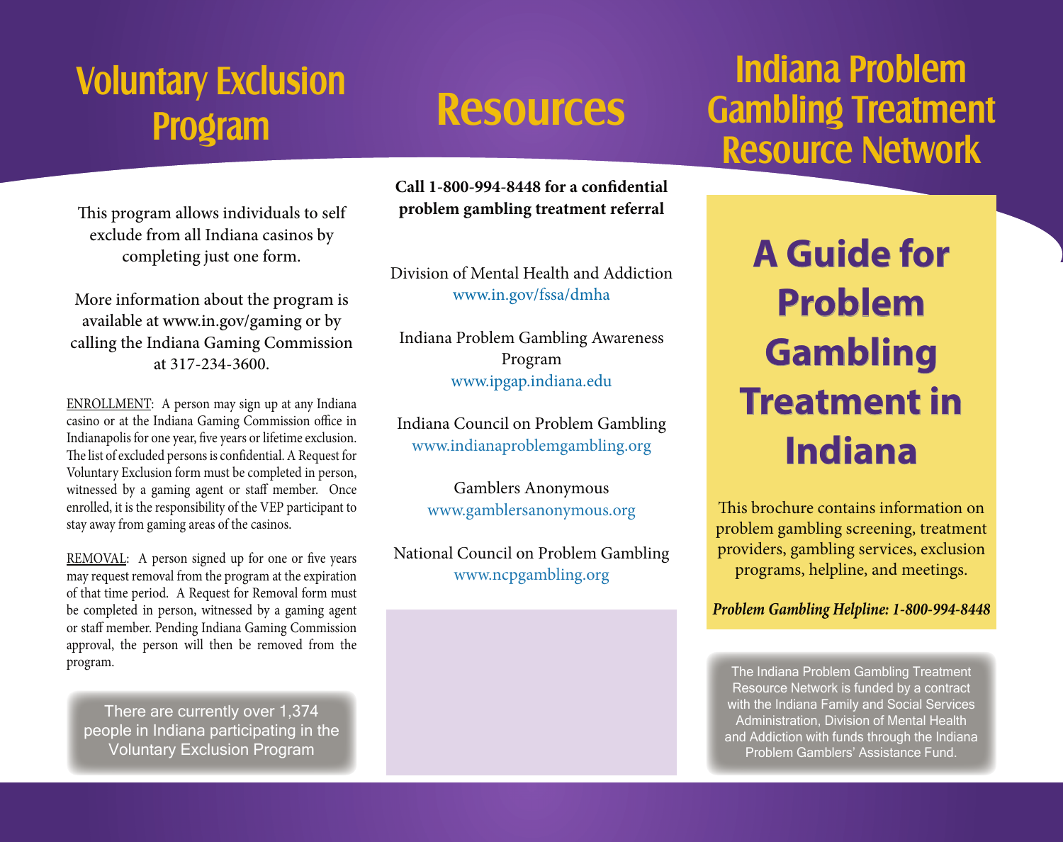# Voluntary Exclusion Program

This program allows individuals to self exclude from all Indiana casinos by completing just one form.

More information about the program is available at www.in.gov/gaming or by calling the Indiana Gaming Commission at 317-234-3600.

ENROLLMENT: A person may sign up at any Indiana casino or at the Indiana Gaming Commission office in Indianapolis for one year, five years or lifetime exclusion. The list of excluded persons is confidential. A Request for Voluntary Exclusion form must be completed in person, witnessed by a gaming agent or staff member. Once enrolled, it is the responsibility of the VEP participant to stay away from gaming areas of the casinos.

REMOVAL: A person signed up for one or five years may request removal from the program at the expiration of that time period. A Request for Removal form must be completed in person, witnessed by a gaming agent or staff member. Pending Indiana Gaming Commission approval, the person will then be removed from the program.

There are currently over 1,374 people in Indiana participating in the Voluntary Exclusion Program

# Resources

**Call 1-800-994-8448 for a confidential problem gambling treatment referral**

Division of Mental Health and Addiction
www.in.gov/fssa/dmha

Indiana Problem Gambling Awareness Program
www.ipgap.indiana.edu

Indiana Council on Problem Gambling
www.indianaproblemgambling.org

Gamblers Anonymous
www.gamblersanonymous.org

National Council on Problem Gambling
www.ncpgambling.org

# Indiana Problem Gambling Treatment Resource Network

## A Guide for Problem Gambling Treatment in Indiana

This brochure contains information on problem gambling screening, treatment providers, gambling services, exclusion programs, helpline, and meetings.

***Problem Gambling Helpline: 1-800-994-8448***

The Indiana Problem Gambling Treatment Resource Network is funded by a contract with the Indiana Family and Social Services Administration, Division of Mental Health and Addiction with funds through the Indiana Problem Gamblers' Assistance Fund.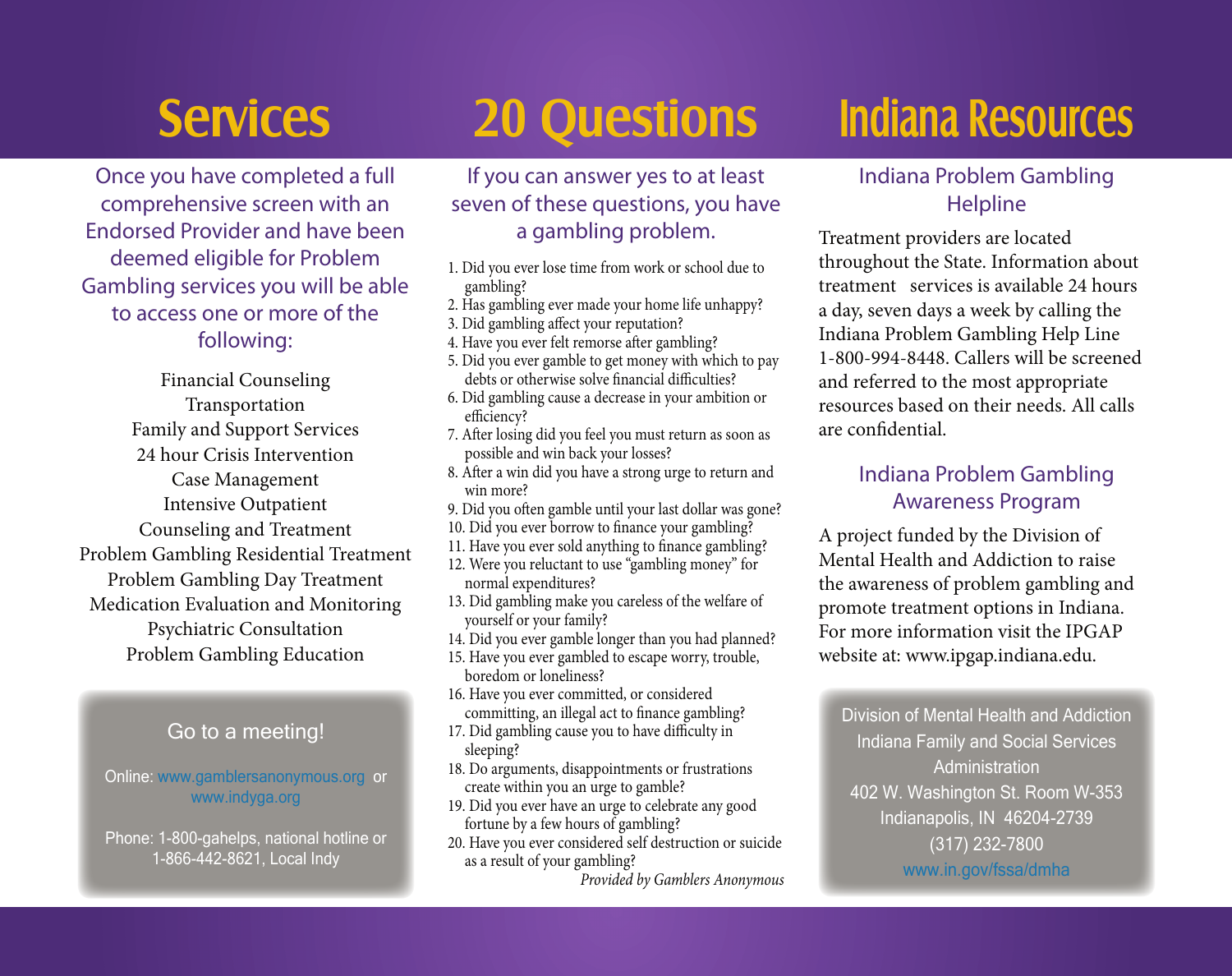# Services

Once you have completed a full comprehensive screen with an Endorsed Provider and have been deemed eligible for Problem Gambling services you will be able to access one or more of the following:

Financial Counseling
Transportation
Family and Support Services
24 hour Crisis Intervention
Case Management
Intensive Outpatient
Counseling and Treatment
Problem Gambling Residential Treatment
Problem Gambling Day Treatment
Medication Evaluation and Monitoring
Psychiatric Consultation
Problem Gambling Education

## Go to a meeting!

Online: www.gamblersanonymous.org or www.indyga.org

Phone: 1-800-gahelps, national hotline or 1-866-442-8621, Local Indy

# 20 Questions

If you can answer yes to at least seven of these questions, you have a gambling problem.

1. Did you ever lose time from work or school due to gambling?
2. Has gambling ever made your home life unhappy?
3. Did gambling affect your reputation?
4. Have you ever felt remorse after gambling?
5. Did you ever gamble to get money with which to pay debts or otherwise solve financial difficulties?
6. Did gambling cause a decrease in your ambition or efficiency?
7. After losing did you feel you must return as soon as possible and win back your losses?
8. After a win did you have a strong urge to return and win more?
9. Did you often gamble until your last dollar was gone?
10. Did you ever borrow to finance your gambling?
11. Have you ever sold anything to finance gambling?
12. Were you reluctant to use "gambling money" for normal expenditures?
13. Did gambling make you careless of the welfare of yourself or your family?
14. Did you ever gamble longer than you had planned?
15. Have you ever gambled to escape worry, trouble, boredom or loneliness?
16. Have you ever committed, or considered committing, an illegal act to finance gambling?
17. Did gambling cause you to have difficulty in sleeping?
18. Do arguments, disappointments or frustrations create within you an urge to gamble?
19. Did you ever have an urge to celebrate any good fortune by a few hours of gambling?
20. Have you ever considered self destruction or suicide as a result of your gambling?

*Provided by Gamblers Anonymous*

# Indiana Resources

## Indiana Problem Gambling Helpline

Treatment providers are located throughout the State. Information about treatment services is available 24 hours a day, seven days a week by calling the Indiana Problem Gambling Help Line 1-800-994-8448. Callers will be screened and referred to the most appropriate resources based on their needs. All calls are confidential.

## Indiana Problem Gambling Awareness Program

A project funded by the Division of Mental Health and Addiction to raise the awareness of problem gambling and promote treatment options in Indiana. For more information visit the IPGAP website at: www.ipgap.indiana.edu.

Division of Mental Health and Addiction
Indiana Family and Social Services Administration
402 W. Washington St. Room W-353
Indianapolis, IN 46204-2739
(317) 232-7800
www.in.gov/fssa/dmha